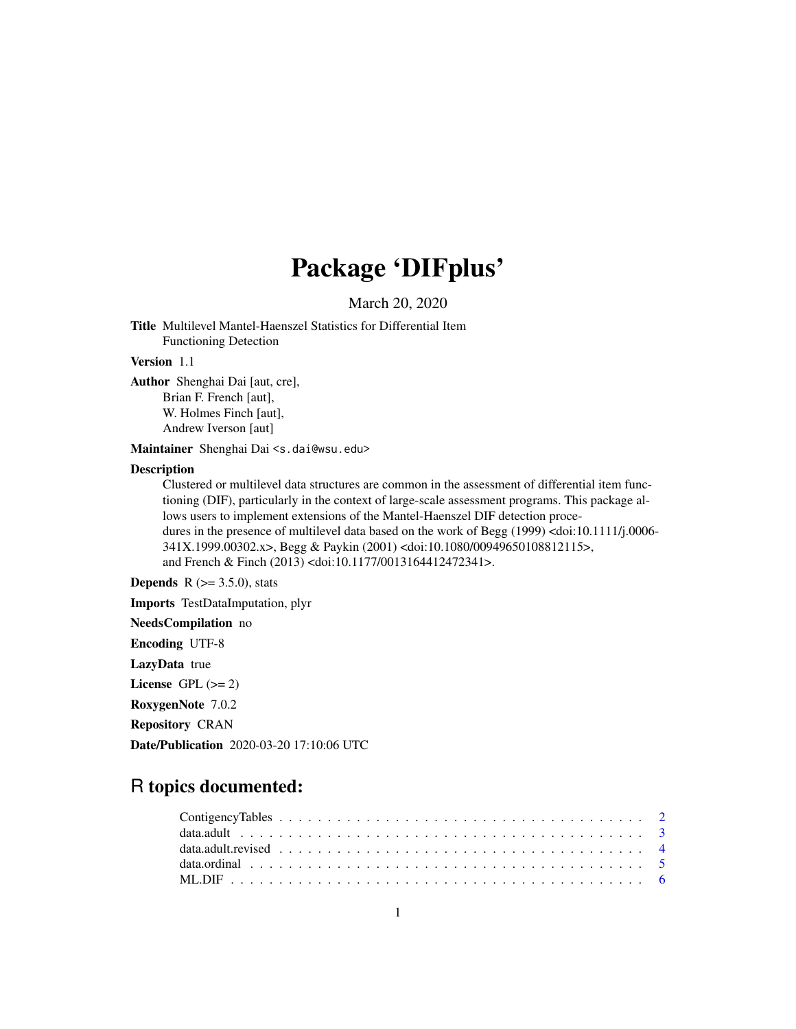# Package 'DIFplus'

March 20, 2020

**Title** Multilevel Mantel-Haenszel Statistics for Differential Item Functioning Detection

**Version** 1.1

**Author** Shenghai Dai [aut, cre],
Brian F. French [aut],
W. Holmes Finch [aut],
Andrew Iverson [aut]

**Maintainer** Shenghai Dai <s.dai@wsu.edu>

**Description**
Clustered or multilevel data structures are common in the assessment of differential item functioning (DIF), particularly in the context of large-scale assessment programs. This package allows users to implement extensions of the Mantel-Haenszel DIF detection procedures in the presence of multilevel data based on the work of Begg (1999) <doi:10.1111/j.0006-341X.1999.00302.x>, Begg & Paykin (2001) <doi:10.1080/00949650108812115>, and French & Finch (2013) <doi:10.1177/0013164412472341>.

**Depends** R (>= 3.5.0), stats

**Imports** TestDataImputation, plyr

**NeedsCompilation** no

**Encoding** UTF-8

**LazyData** true

**License** GPL (>= 2)

**RoxygenNote** 7.0.2

**Repository** CRAN

**Date/Publication** 2020-03-20 17:10:06 UTC

## R topics documented:

| | |
|---|---|
| ContigencyTables | 2 |
| data.adult | 3 |
| data.adult.revised | 4 |
| data.ordinal | 5 |
| ML.DIF | 6 |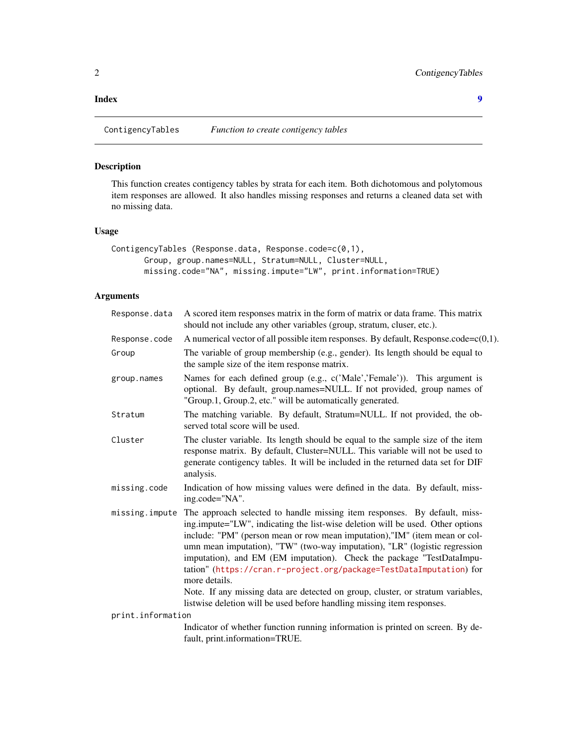**Index** 9

---

`ContigencyTables` *Function to create contigency tables*

---

### Description

This function creates contigency tables by strata for each item. Both dichotomous and polytomous item responses are allowed. It also handles missing responses and returns a cleaned data set with no missing data.

### Usage

```
ContigencyTables (Response.data, Response.code=c(0,1),
        Group, group.names=NULL, Stratum=NULL, Cluster=NULL,
        missing.code="NA", missing.impute="LW", print.information=TRUE)
```

### Arguments

| | |
|---|---|
| `Response.data` | A scored item responses matrix in the form of matrix or data frame. This matrix should not include any other variables (group, stratum, cluser, etc.). |
| `Response.code` | A numerical vector of all possible item responses. By default, Response.code=c(0,1). |
| `Group` | The variable of group membership (e.g., gender). Its length should be equal to the sample size of the item response matrix. |
| `group.names` | Names for each defined group (e.g., c('Male','Female')). This argument is optional. By default, group.names=NULL. If not provided, group names of "Group.1, Group.2, etc." will be automatically generated. |
| `Stratum` | The matching variable. By default, Stratum=NULL. If not provided, the observed total score will be used. |
| `Cluster` | The cluster variable. Its length should be equal to the sample size of the item response matrix. By default, Cluster=NULL. This variable will not be used to generate contigency tables. It will be included in the returned data set for DIF analysis. |
| `missing.code` | Indication of how missing values were defined in the data. By default, missing.code="NA". |
| `missing.impute` | The approach selected to handle missing item responses. By default, missing.impute="LW", indicating the list-wise deletion will be used. Other options include: "PM" (person mean or row mean imputation),"IM" (item mean or column mean imputation), "TW" (two-way imputation), "LR" (logistic regression imputation), and EM (EM imputation). Check the package "TestDataImputation" (https://cran.r-project.org/package=TestDataImputation) for more details. Note. If any missing data are detected on group, cluster, or stratum variables, listwise deletion will be used before handling missing item responses. |
| `print.information` | Indicator of whether function running information is printed on screen. By default, print.information=TRUE. |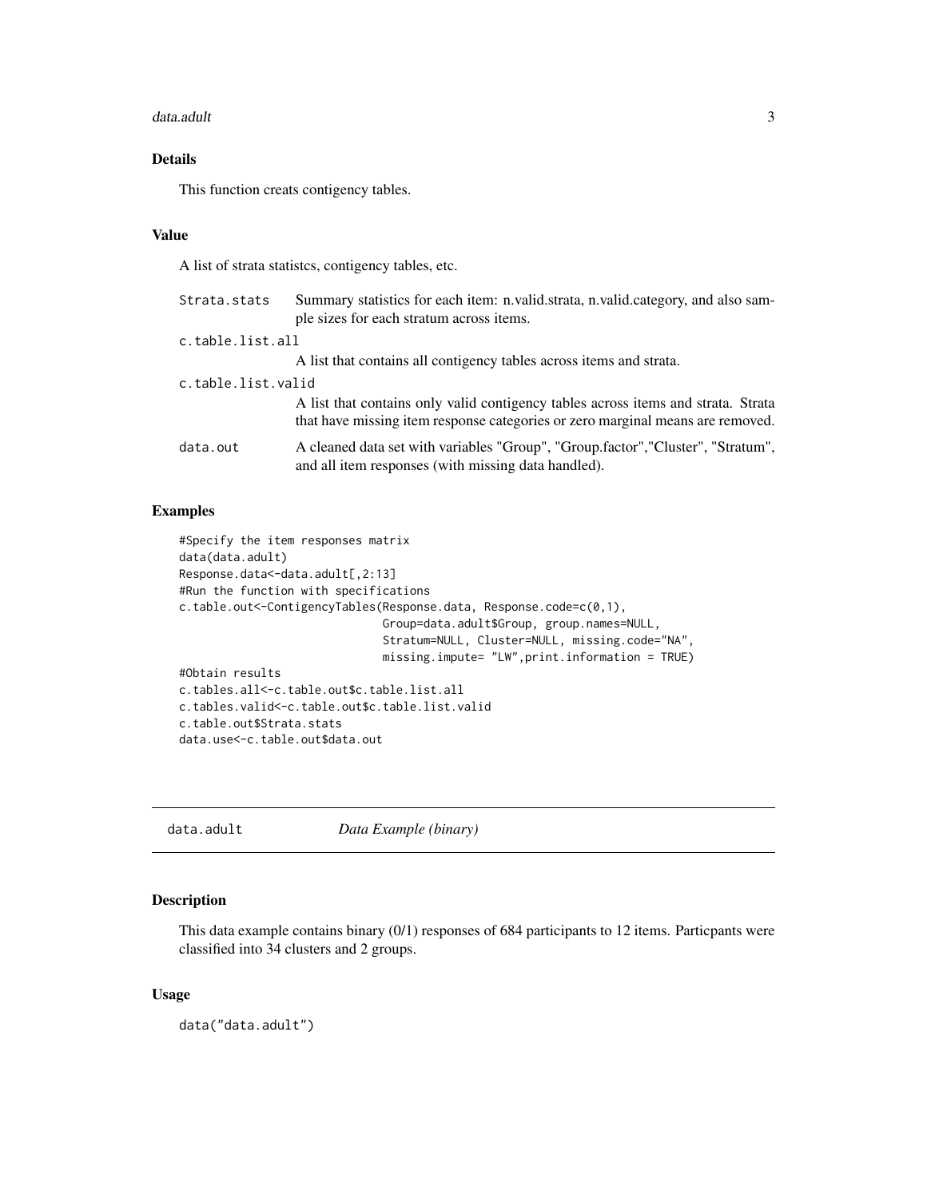### Details

This function creats contigency tables.

### Value

A list of strata statistcs, contigency tables, etc.

| | |
|---|---|
| Strata.stats | Summary statistics for each item: n.valid.strata, n.valid.category, and also sample sizes for each stratum across items. |
| c.table.list.all | A list that contains all contigency tables across items and strata. |
| c.table.list.valid | A list that contains only valid contigency tables across items and strata. Strata that have missing item response categories or zero marginal means are removed. |
| data.out | A cleaned data set with variables "Group", "Group.factor","Cluster", "Stratum", and all item responses (with missing data handled). |

### Examples

```
#Specify the item responses matrix
data(data.adult)
Response.data<-data.adult[,2:13]
#Run the function with specifications
c.table.out<-ContigencyTables(Response.data, Response.code=c(0,1),
                              Group=data.adult$Group, group.names=NULL,
                              Stratum=NULL, Cluster=NULL, missing.code="NA",
                              missing.impute= "LW",print.information = TRUE)
#Obtain results
c.tables.all<-c.table.out$c.table.list.all
c.tables.valid<-c.table.out$c.table.list.valid
c.table.out$Strata.stats
data.use<-c.table.out$data.out
```

---

## data.adult    *Data Example (binary)*

### Description

This data example contains binary (0/1) responses of 684 participants to 12 items. Particpants were classified into 34 clusters and 2 groups.

### Usage

```
data("data.adult")
```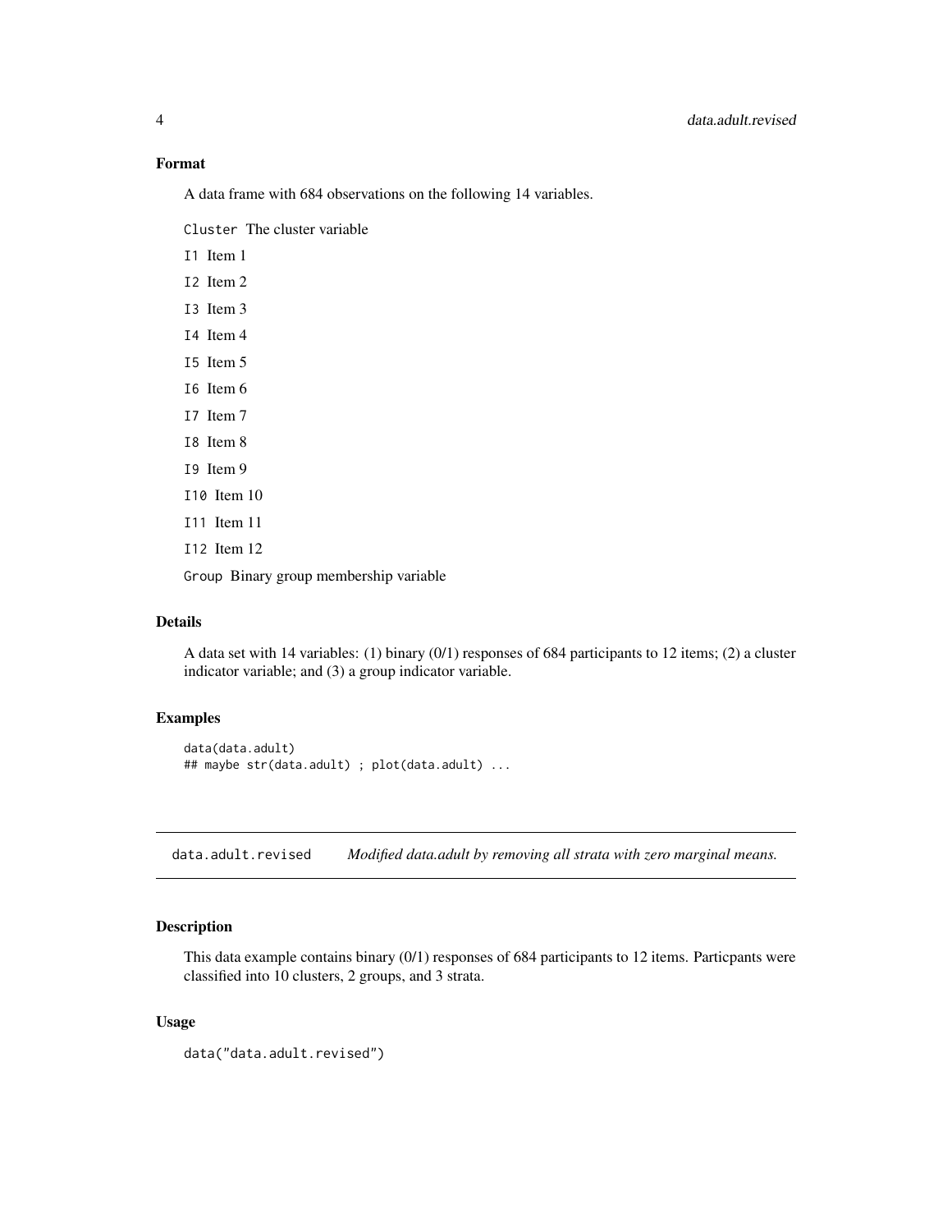### Format

A data frame with 684 observations on the following 14 variables.

- `Cluster` The cluster variable
- `I1` Item 1
- `I2` Item 2
- `I3` Item 3
- `I4` Item 4
- `I5` Item 5
- `I6` Item 6
- `I7` Item 7
- `I8` Item 8
- `I9` Item 9
- `I10` Item 10
- `I11` Item 11
- `I12` Item 12
- `Group` Binary group membership variable

### Details

A data set with 14 variables: (1) binary (0/1) responses of 684 participants to 12 items; (2) a cluster indicator variable; and (3) a group indicator variable.

### Examples

```
data(data.adult)
## maybe str(data.adult) ; plot(data.adult) ...
```

---

## data.adult.revised *Modified data.adult by removing all strata with zero marginal means.*

---

### Description

This data example contains binary (0/1) responses of 684 participants to 12 items. Particpants were classified into 10 clusters, 2 groups, and 3 strata.

### Usage

```
data("data.adult.revised")
```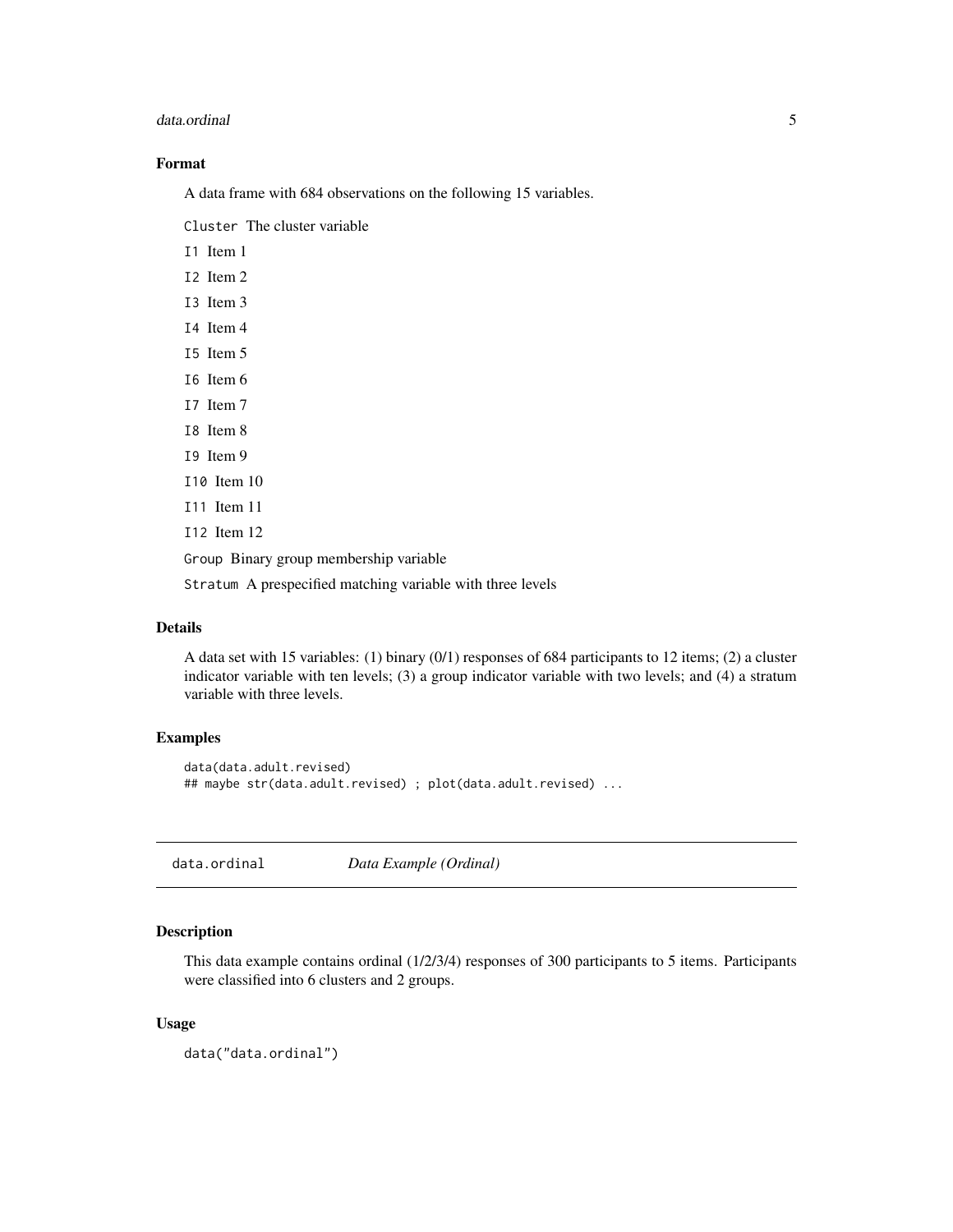## Format

A data frame with 684 observations on the following 15 variables.

`Cluster` The cluster variable

`I1` Item 1

`I2` Item 2

`I3` Item 3

`I4` Item 4

`I5` Item 5

`I6` Item 6

`I7` Item 7

`I8` Item 8

`I9` Item 9

`I10` Item 10

`I11` Item 11

`I12` Item 12

`Group` Binary group membership variable

`Stratum` A prespecified matching variable with three levels

## Details

A data set with 15 variables: (1) binary (0/1) responses of 684 participants to 12 items; (2) a cluster indicator variable with ten levels; (3) a group indicator variable with two levels; and (4) a stratum variable with three levels.

## Examples

```
data(data.adult.revised)
## maybe str(data.adult.revised) ; plot(data.adult.revised) ...
```

---

# data.ordinal — *Data Example (Ordinal)*

## Description

This data example contains ordinal (1/2/3/4) responses of 300 participants to 5 items. Participants were classified into 6 clusters and 2 groups.

## Usage

```
data("data.ordinal")
```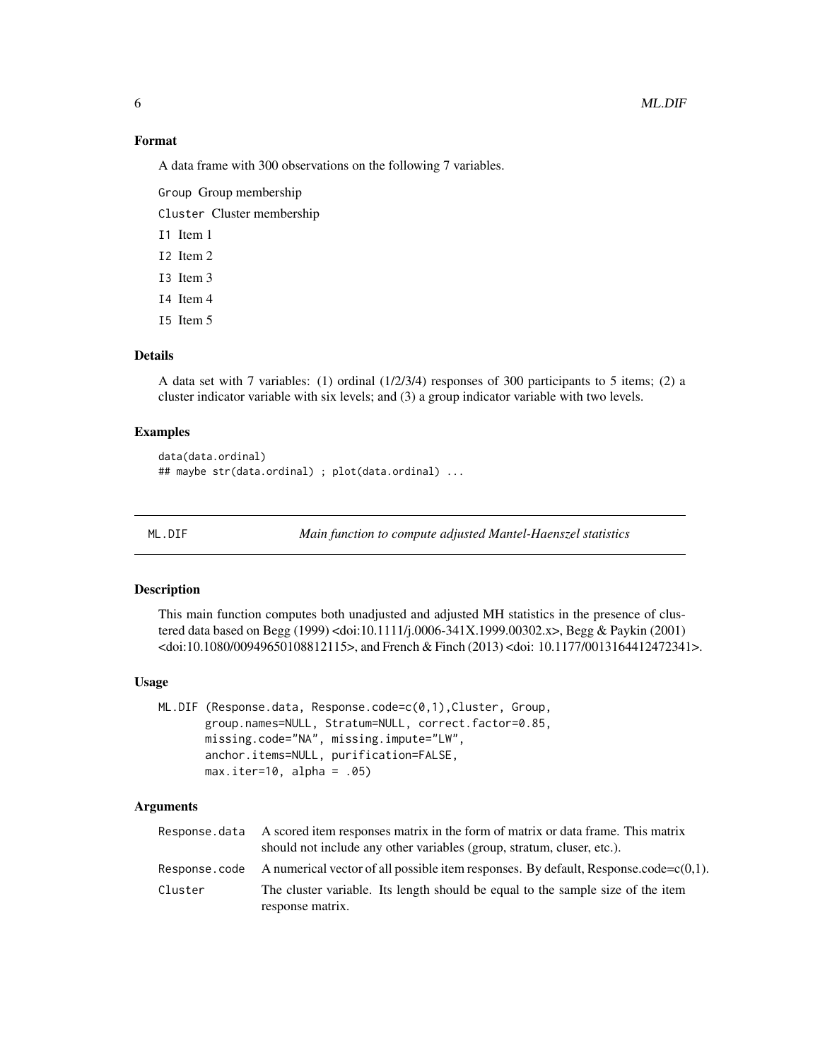### Format

A data frame with 300 observations on the following 7 variables.

`Group` Group membership

`Cluster` Cluster membership

`I1` Item 1

`I2` Item 2

`I3` Item 3

`I4` Item 4

`I5` Item 5

### Details

A data set with 7 variables: (1) ordinal (1/2/3/4) responses of 300 participants to 5 items; (2) a cluster indicator variable with six levels; and (3) a group indicator variable with two levels.

### Examples

```
data(data.ordinal)
## maybe str(data.ordinal) ; plot(data.ordinal) ...
```

---

## ML.DIF — *Main function to compute adjusted Mantel-Haenszel statistics*

---

### Description

This main function computes both unadjusted and adjusted MH statistics in the presence of clustered data based on Begg (1999) <doi:10.1111/j.0006-341X.1999.00302.x>, Begg & Paykin (2001) <doi:10.1080/00949650108812115>, and French & Finch (2013) <doi: 10.1177/0013164412472341>.

### Usage

```
ML.DIF (Response.data, Response.code=c(0,1),Cluster, Group,
       group.names=NULL, Stratum=NULL, correct.factor=0.85,
       missing.code="NA", missing.impute="LW",
       anchor.items=NULL, purification=FALSE,
       max.iter=10, alpha = .05)
```

### Arguments

| | |
|---|---|
| `Response.data` | A scored item responses matrix in the form of matrix or data frame. This matrix should not include any other variables (group, stratum, cluser, etc.). |
| `Response.code` | A numerical vector of all possible item responses. By default, Response.code=c(0,1). |
| `Cluster` | The cluster variable. Its length should be equal to the sample size of the item response matrix. |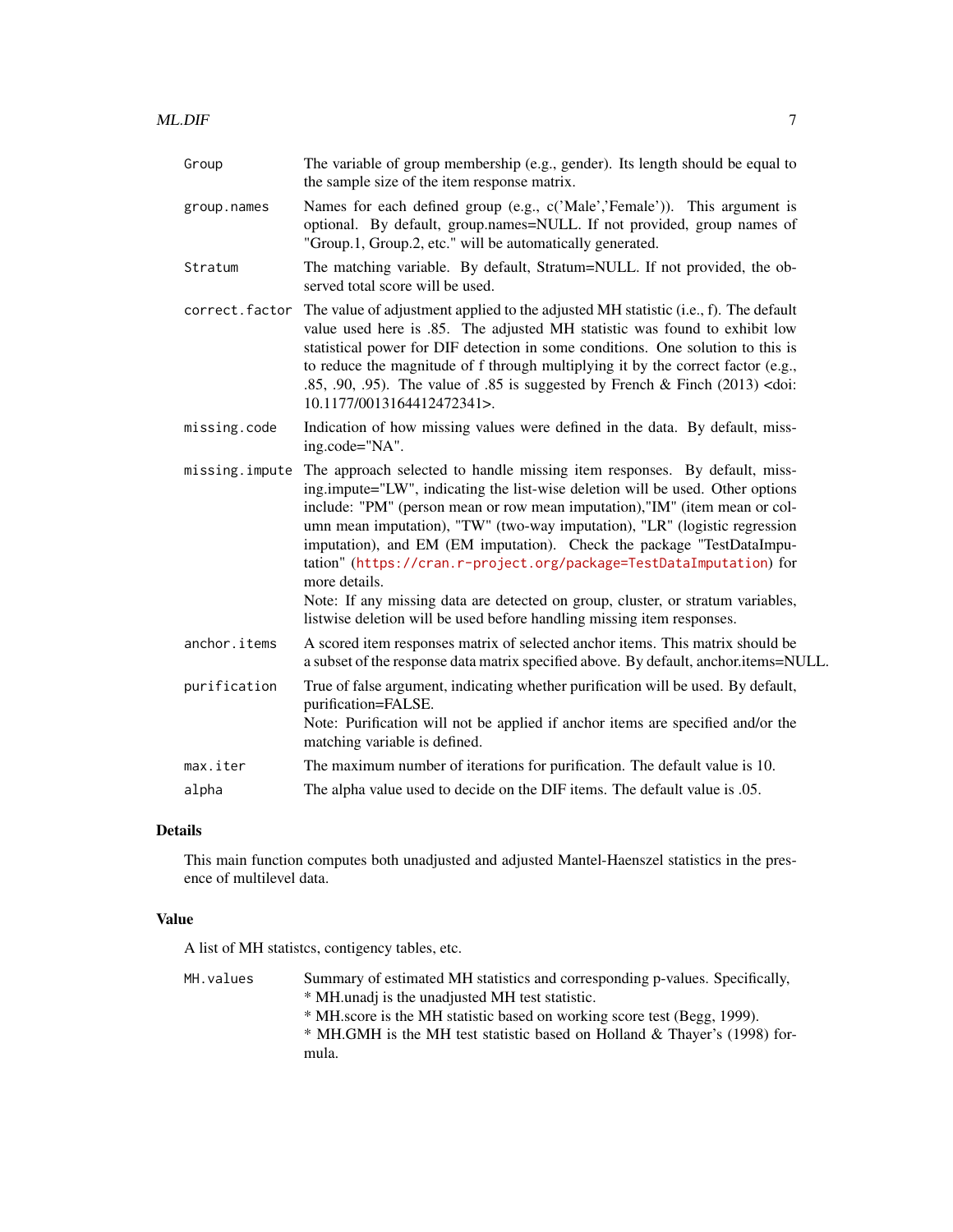| | |
|---|---|
| Group | The variable of group membership (e.g., gender). Its length should be equal to the sample size of the item response matrix. |
| group.names | Names for each defined group (e.g., c('Male','Female')). This argument is optional. By default, group.names=NULL. If not provided, group names of "Group.1, Group.2, etc." will be automatically generated. |
| Stratum | The matching variable. By default, Stratum=NULL. If not provided, the observed total score will be used. |
| correct.factor | The value of adjustment applied to the adjusted MH statistic (i.e., f). The default value used here is .85. The adjusted MH statistic was found to exhibit low statistical power for DIF detection in some conditions. One solution to this is to reduce the magnitude of f through multiplying it by the correct factor (e.g., .85, .90, .95). The value of .85 is suggested by French & Finch (2013) <doi: 10.1177/0013164412472341>. |
| missing.code | Indication of how missing values were defined in the data. By default, missing.code="NA". |
| missing.impute | The approach selected to handle missing item responses. By default, missing.impute="LW", indicating the list-wise deletion will be used. Other options include: "PM" (person mean or row mean imputation),"IM" (item mean or column mean imputation), "TW" (two-way imputation), "LR" (logistic regression imputation), and EM (EM imputation). Check the package "TestDataImputation" (https://cran.r-project.org/package=TestDataImputation) for more details.<br>Note: If any missing data are detected on group, cluster, or stratum variables, listwise deletion will be used before handling missing item responses. |
| anchor.items | A scored item responses matrix of selected anchor items. This matrix should be a subset of the response data matrix specified above. By default, anchor.items=NULL. |
| purification | True of false argument, indicating whether purification will be used. By default, purification=FALSE.<br>Note: Purification will not be applied if anchor items are specified and/or the matching variable is defined. |
| max.iter | The maximum number of iterations for purification. The default value is 10. |
| alpha | The alpha value used to decide on the DIF items. The default value is .05. |

## Details

This main function computes both unadjusted and adjusted Mantel-Haenszel statistics in the presence of multilevel data.

## Value

A list of MH statistcs, contigency tables, etc.

| | |
|---|---|
| MH.values | Summary of estimated MH statistics and corresponding p-values. Specifically,<br>* MH.unadj is the unadjusted MH test statistic.<br>* MH.score is the MH statistic based on working score test (Begg, 1999).<br>* MH.GMH is the MH test statistic based on Holland & Thayer's (1998) formula. |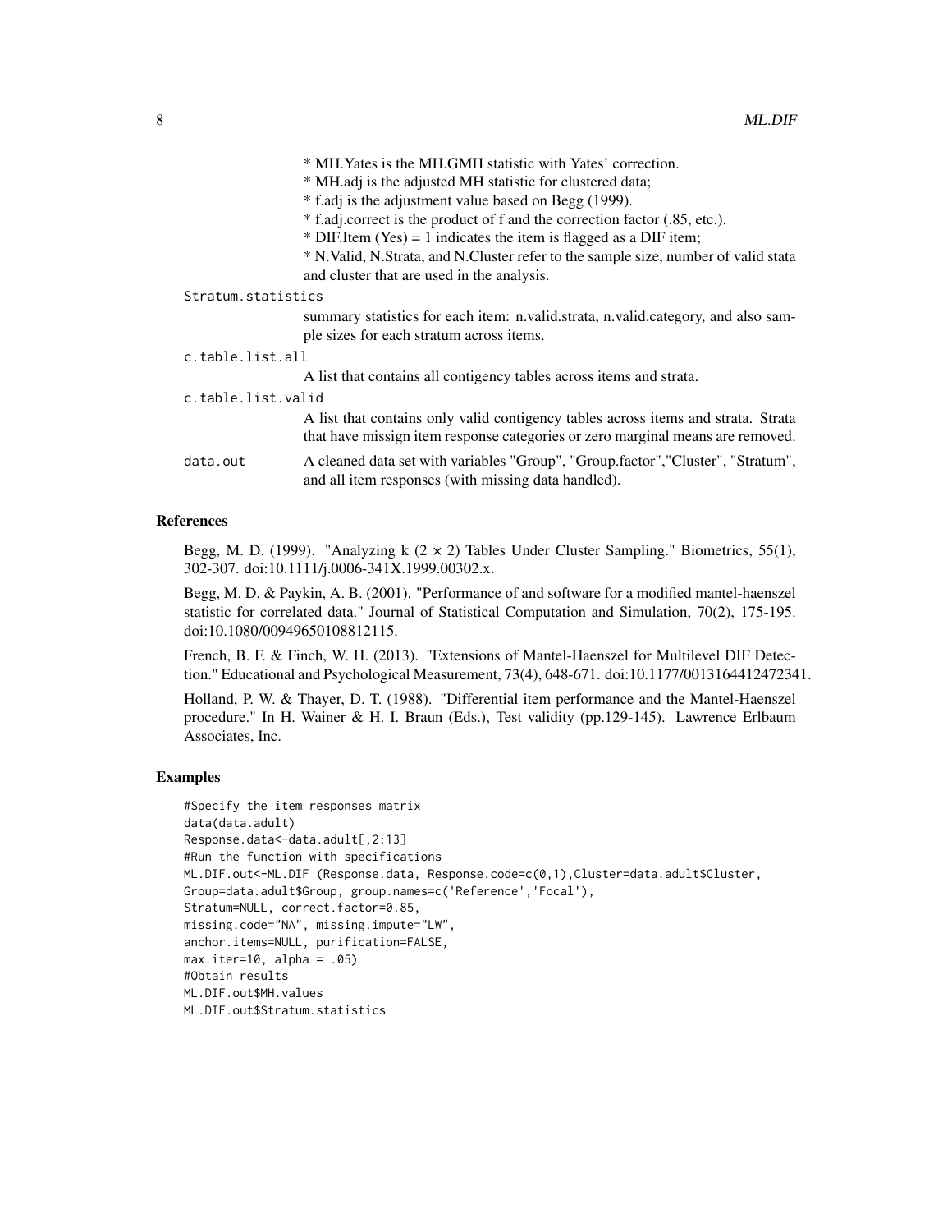* MH.Yates is the MH.GMH statistic with Yates' correction.
* MH.adj is the adjusted MH statistic for clustered data;
* f.adj is the adjustment value based on Begg (1999).
* f.adj.correct is the product of f and the correction factor (.85, etc.).
* DIF.Item (Yes) = 1 indicates the item is flagged as a DIF item;
* N.Valid, N.Strata, and N.Cluster refer to the sample size, number of valid stata and cluster that are used in the analysis.

`Stratum.statistics`
: summary statistics for each item: n.valid.strata, n.valid.category, and also sample sizes for each stratum across items.

`c.table.list.all`
: A list that contains all contigency tables across items and strata.

`c.table.list.valid`
: A list that contains only valid contigency tables across items and strata. Strata that have missign item response categories or zero marginal means are removed.

`data.out`
: A cleaned data set with variables "Group", "Group.factor","Cluster", "Stratum", and all item responses (with missing data handled).

## References

Begg, M. D. (1999). "Analyzing k ($2 \times 2$) Tables Under Cluster Sampling." Biometrics, 55(1), 302-307. doi:10.1111/j.0006-341X.1999.00302.x.

Begg, M. D. & Paykin, A. B. (2001). "Performance of and software for a modified mantel-haenszel statistic for correlated data." Journal of Statistical Computation and Simulation, 70(2), 175-195. doi:10.1080/00949650108812115.

French, B. F. & Finch, W. H. (2013). "Extensions of Mantel-Haenszel for Multilevel DIF Detection." Educational and Psychological Measurement, 73(4), 648-671. doi:10.1177/0013164412472341.

Holland, P. W. & Thayer, D. T. (1988). "Differential item performance and the Mantel-Haenszel procedure." In H. Wainer & H. I. Braun (Eds.), Test validity (pp.129-145). Lawrence Erlbaum Associates, Inc.

## Examples

```
#Specify the item responses matrix
data(data.adult)
Response.data<-data.adult[,2:13]
#Run the function with specifications
ML.DIF.out<-ML.DIF (Response.data, Response.code=c(0,1),Cluster=data.adult$Cluster,
Group=data.adult$Group, group.names=c('Reference','Focal'),
Stratum=NULL, correct.factor=0.85,
missing.code="NA", missing.impute="LW",
anchor.items=NULL, purification=FALSE,
max.iter=10, alpha = .05)
#Obtain results
ML.DIF.out$MH.values
ML.DIF.out$Stratum.statistics
```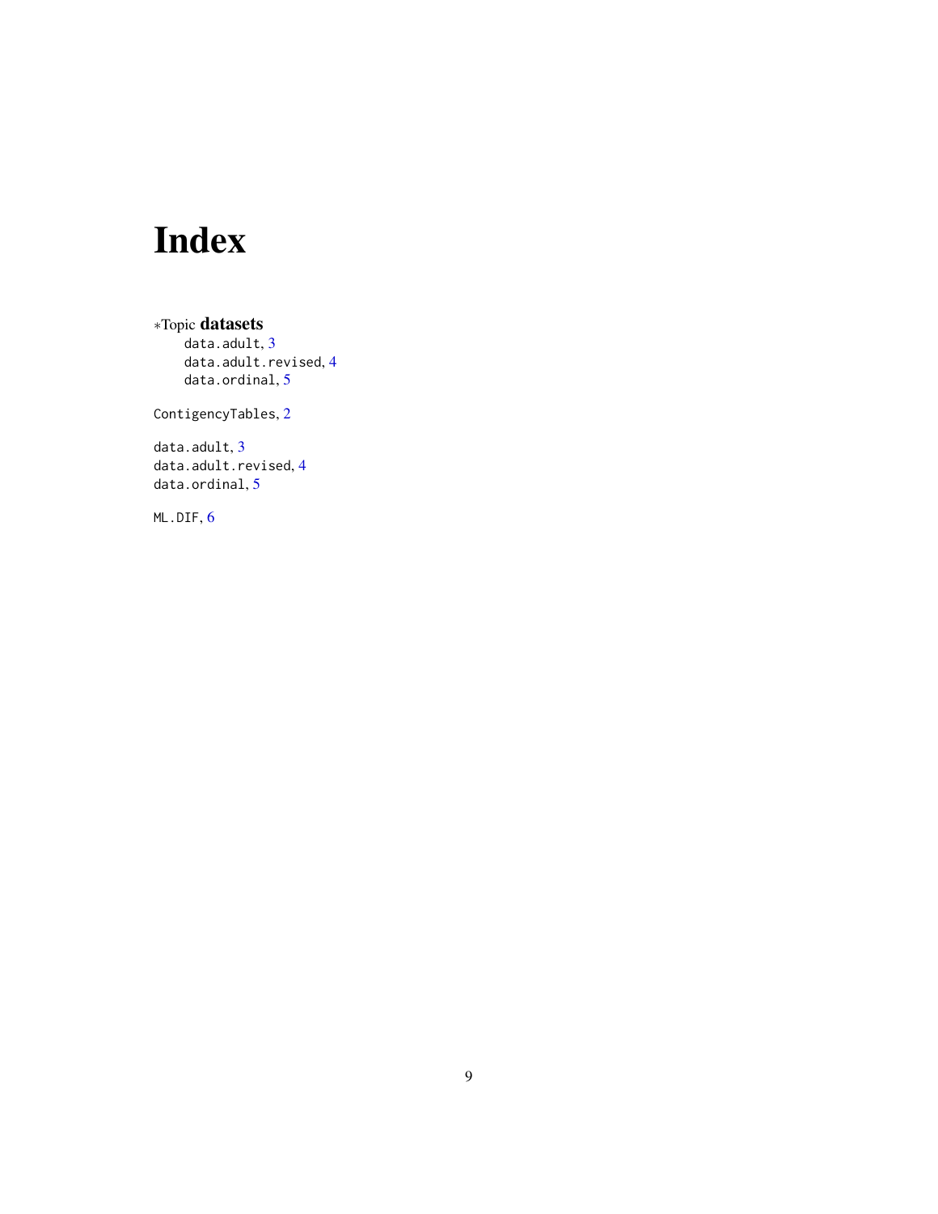# Index

∗Topic **datasets**
    data.adult, 3
    data.adult.revised, 4
    data.ordinal, 5

ContigencyTables, 2

data.adult, 3
data.adult.revised, 4
data.ordinal, 5

ML.DIF, 6